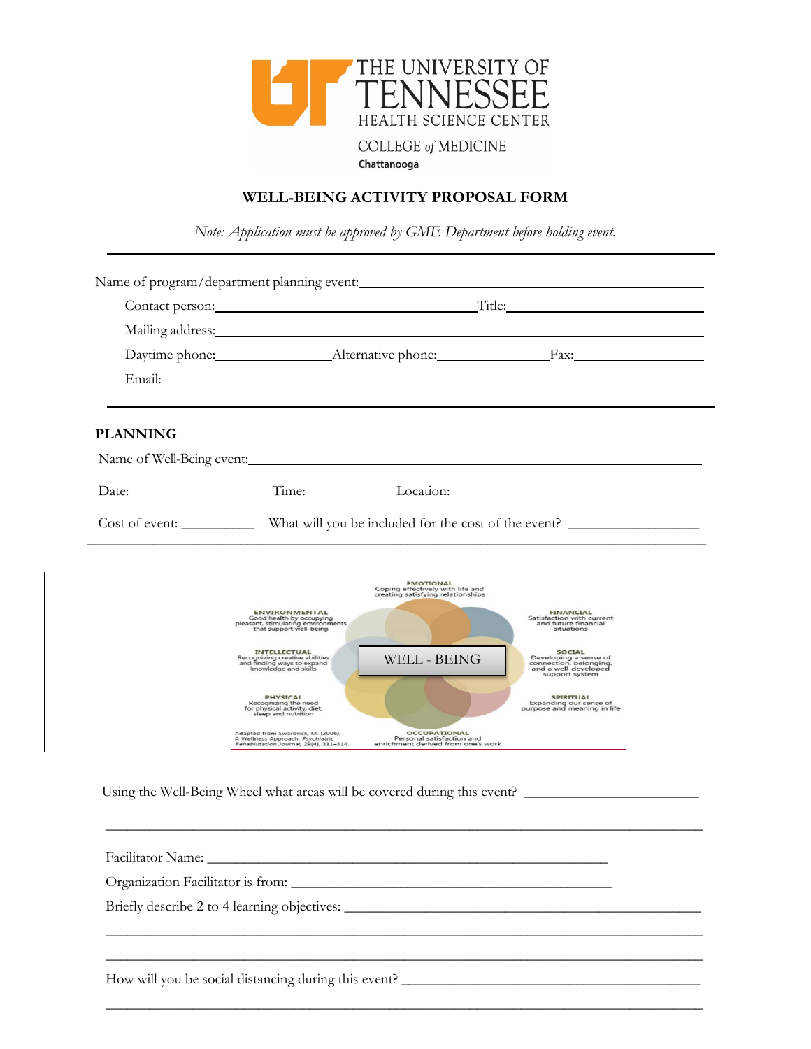THE UNIVERSITY OF TENNESSEE HEALTH SCIENCE CENTER

COLLEGE *of* MEDICINE

Chattanooga

**WELL-BEING ACTIVITY PROPOSAL FORM**

*Note: Application must be approved by GME Department before holding event.*

---

Name of program/department planning event:\_\_\_\_\_\_\_\_\_\_\_\_\_\_\_\_\_\_\_\_\_\_\_\_\_\_\_\_\_\_\_\_\_\_\_\_\_\_\_\_

Contact person:\_\_\_\_\_\_\_\_\_\_\_\_\_\_\_\_\_\_\_\_\_\_\_\_\_\_\_\_\_\_\_\_Title:\_\_\_\_\_\_\_\_\_\_\_\_\_\_\_\_\_\_\_\_\_\_

Mailing address:\_\_\_\_\_\_\_\_\_\_\_\_\_\_\_\_\_\_\_\_\_\_\_\_\_\_\_\_\_\_\_\_\_\_\_\_\_\_\_\_\_\_\_\_\_\_\_\_\_\_\_\_\_\_\_\_\_

Daytime phone:\_\_\_\_\_\_\_\_\_\_\_\_\_\_Alternative phone:\_\_\_\_\_\_\_\_\_\_\_\_\_\_Fax:\_\_\_\_\_\_\_\_\_\_\_\_\_\_\_\_

Email:\_\_\_\_\_\_\_\_\_\_\_\_\_\_\_\_\_\_\_\_\_\_\_\_\_\_\_\_\_\_\_\_\_\_\_\_\_\_\_\_\_\_\_\_\_\_\_\_\_\_\_\_\_\_\_\_\_\_\_\_\_\_\_\_\_

---

**PLANNING**

Name of Well-Being event:\_\_\_\_\_\_\_\_\_\_\_\_\_\_\_\_\_\_\_\_\_\_\_\_\_\_\_\_\_\_\_\_\_\_\_\_\_\_\_\_\_\_\_\_\_\_\_\_\_\_\_\_\_

Date:\_\_\_\_\_\_\_\_\_\_\_\_\_\_\_\_\_\_Time:\_\_\_\_\_\_\_\_\_\_\_Location:\_\_\_\_\_\_\_\_\_\_\_\_\_\_\_\_\_\_\_\_\_\_\_\_\_\_\_\_\_\_\_

Cost of event: \_\_\_\_\_\_\_\_\_\_ What will you be included for the cost of the event? \_\_\_\_\_\_\_\_\_\_\_\_\_\_\_\_\_

\_\_\_\_\_\_\_\_\_\_\_\_\_\_\_\_\_\_\_\_\_\_\_\_\_\_\_\_\_\_\_\_\_\_\_\_\_\_\_\_\_\_\_\_\_\_\_\_\_\_\_\_\_\_\_\_\_\_\_\_\_\_\_\_\_\_\_\_\_\_\_\_\_\_\_\_\_\_

**WELL - BEING**

- **EMOTIONAL** – Coping effectively with life and creating satisfying relationships
- **FINANCIAL** – Satisfaction with current and future financial situations
- **SOCIAL** – Developing a sense of connection, belonging, and a well-developed support system
- **SPIRITUAL** – Expanding our sense of purpose and meaning in life
- **OCCUPATIONAL** – Personal satisfaction and enrichment derived from one's work
- **PHYSICAL** – Recognizing the need for physical activity, diet, sleep and nutrition
- **INTELLECTUAL** – Recognizing creative abilities and finding ways to expand knowledge and skills
- **ENVIRONMENTAL** – Good health by occupying pleasant, stimulating environments that support well-being

Adapted from Swarbrick, M. (2006). A Wellness Approach. *Psychiatric Rehabilitation Journal*, 29(4), 311–314.

Using the Well-Being Wheel what areas will be covered during this event? \_\_\_\_\_\_\_\_\_\_\_\_\_\_\_\_\_\_\_\_\_\_\_\_

\_\_\_\_\_\_\_\_\_\_\_\_\_\_\_\_\_\_\_\_\_\_\_\_\_\_\_\_\_\_\_\_\_\_\_\_\_\_\_\_\_\_\_\_\_\_\_\_\_\_\_\_\_\_\_\_\_\_\_\_\_\_\_\_\_\_\_\_\_\_\_\_\_\_\_\_\_\_

Facilitator Name: \_\_\_\_\_\_\_\_\_\_\_\_\_\_\_\_\_\_\_\_\_\_\_\_\_\_\_\_\_\_\_\_\_\_\_\_\_\_\_\_\_\_\_\_\_\_\_\_\_\_\_\_\_\_\_\_

Organization Facilitator is from: \_\_\_\_\_\_\_\_\_\_\_\_\_\_\_\_\_\_\_\_\_\_\_\_\_\_\_\_\_\_\_\_\_\_\_\_\_\_\_\_\_\_\_\_\_\_

Briefly describe 2 to 4 learning objectives: \_\_\_\_\_\_\_\_\_\_\_\_\_\_\_\_\_\_\_\_\_\_\_\_\_\_\_\_\_\_\_\_\_\_\_\_\_\_\_\_\_\_\_\_\_\_\_\_\_\_

\_\_\_\_\_\_\_\_\_\_\_\_\_\_\_\_\_\_\_\_\_\_\_\_\_\_\_\_\_\_\_\_\_\_\_\_\_\_\_\_\_\_\_\_\_\_\_\_\_\_\_\_\_\_\_\_\_\_\_\_\_\_\_\_\_\_\_\_\_\_\_\_\_\_\_\_\_\_

\_\_\_\_\_\_\_\_\_\_\_\_\_\_\_\_\_\_\_\_\_\_\_\_\_\_\_\_\_\_\_\_\_\_\_\_\_\_\_\_\_\_\_\_\_\_\_\_\_\_\_\_\_\_\_\_\_\_\_\_\_\_\_\_\_\_\_\_\_\_\_\_\_\_\_\_\_\_

How will you be social distancing during this event? \_\_\_\_\_\_\_\_\_\_\_\_\_\_\_\_\_\_\_\_\_\_\_\_\_\_\_\_\_\_\_\_\_\_\_\_\_\_\_\_\_\_

\_\_\_\_\_\_\_\_\_\_\_\_\_\_\_\_\_\_\_\_\_\_\_\_\_\_\_\_\_\_\_\_\_\_\_\_\_\_\_\_\_\_\_\_\_\_\_\_\_\_\_\_\_\_\_\_\_\_\_\_\_\_\_\_\_\_\_\_\_\_\_\_\_\_\_\_\_\_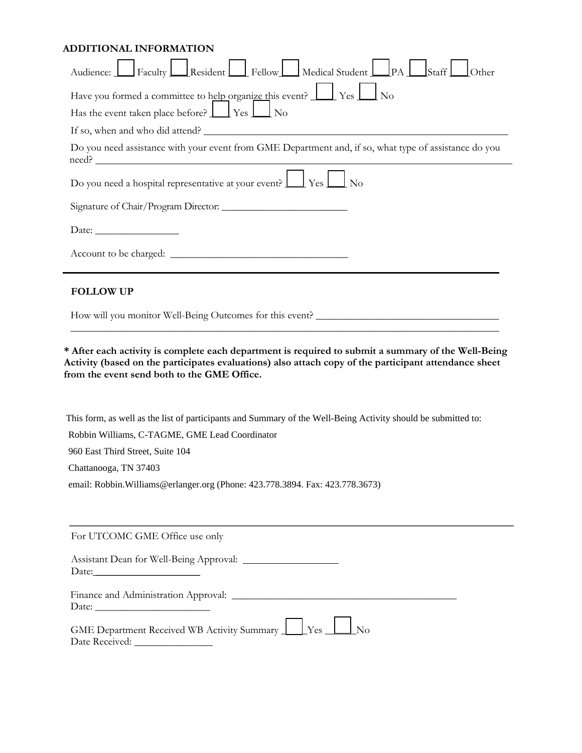## ADDITIONAL INFORMATION

Audience: ☐ Faculty ☐ Resident ☐ Fellow ☐ Medical Student ☐ PA ☐ Staff ☐ Other

Have you formed a committee to help organize this event? ☐ Yes ☐ No

Has the event taken place before? ☐ Yes ☐ No

If so, when and who did attend? ______________________________

Do you need assistance with your event from GME Department and, if so, what type of assistance do you need? ______________________________

Do you need a hospital representative at your event? ☐ Yes ☐ No

Signature of Chair/Program Director: ________________________

Date: ________________

Account to be charged: __________________________________

---

### FOLLOW UP

How will you monitor Well-Being Outcomes for this event? ___________________________________

_____________________________________________________________________________________

**\* After each activity is complete each department is required to submit a summary of the Well-Being Activity (based on the participates evaluations) also attach copy of the participant attendance sheet from the event send both to the GME Office.**

This form, as well as the list of participants and Summary of the Well-Being Activity should be submitted to:

Robbin Williams, C-TAGME, GME Lead Coordinator

960 East Third Street, Suite 104

Chattanooga, TN 37403

email: Robbin.Williams@erlanger.org (Phone: 423.778.3894. Fax: 423.778.3673)

---

For UTCOMC GME Office use only

Assistant Dean for Well-Being Approval: __________________
Date: ____________________

Finance and Administration Approval: ____________________________________________
Date: ______________________

GME Department Received WB Activity Summary ☐ Yes ☐ No
Date Received: _______________